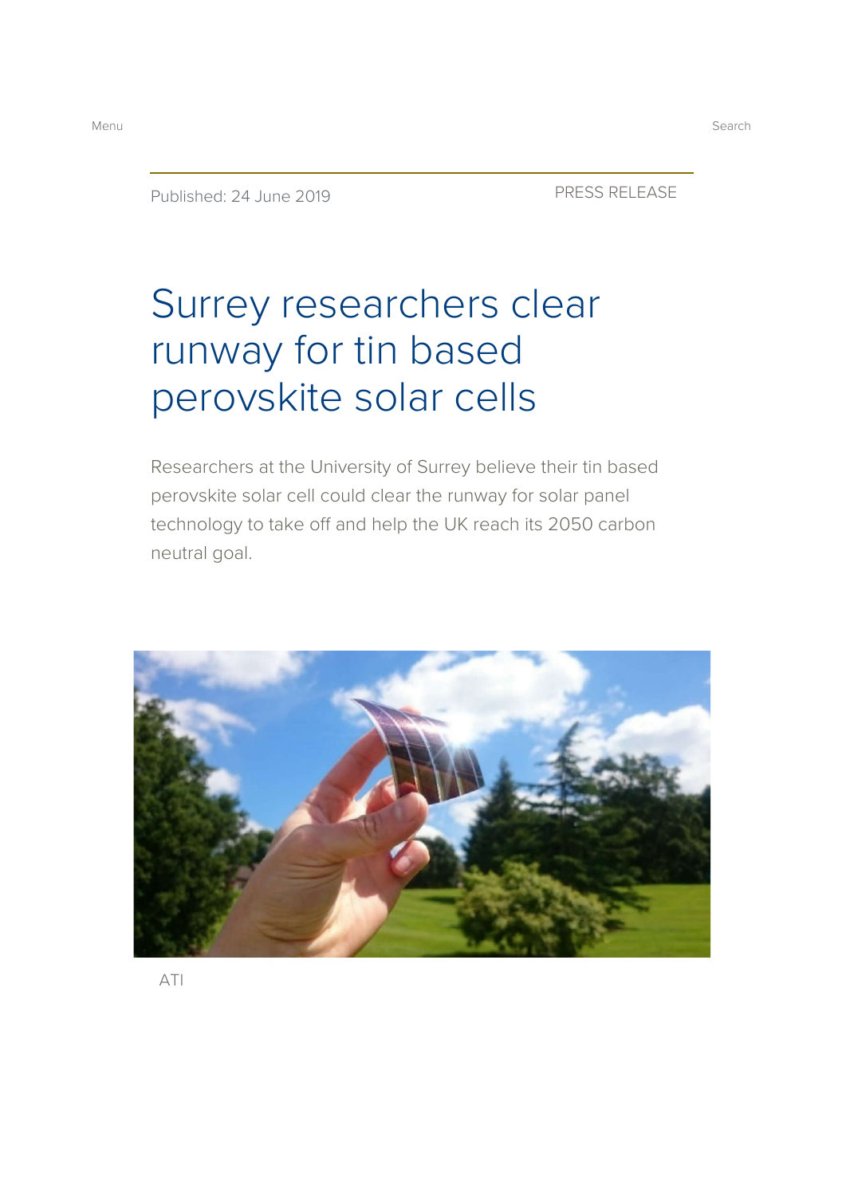Menu

Search

Published: 24 June 2019

PRESS RELEASE

# Surrey researchers clear runway for tin based perovskite solar cells

Researchers at the University of Surrey believe their tin based perovskite solar cell could clear the runway for solar panel technology to take off and help the UK reach its 2050 carbon neutral goal.

ATI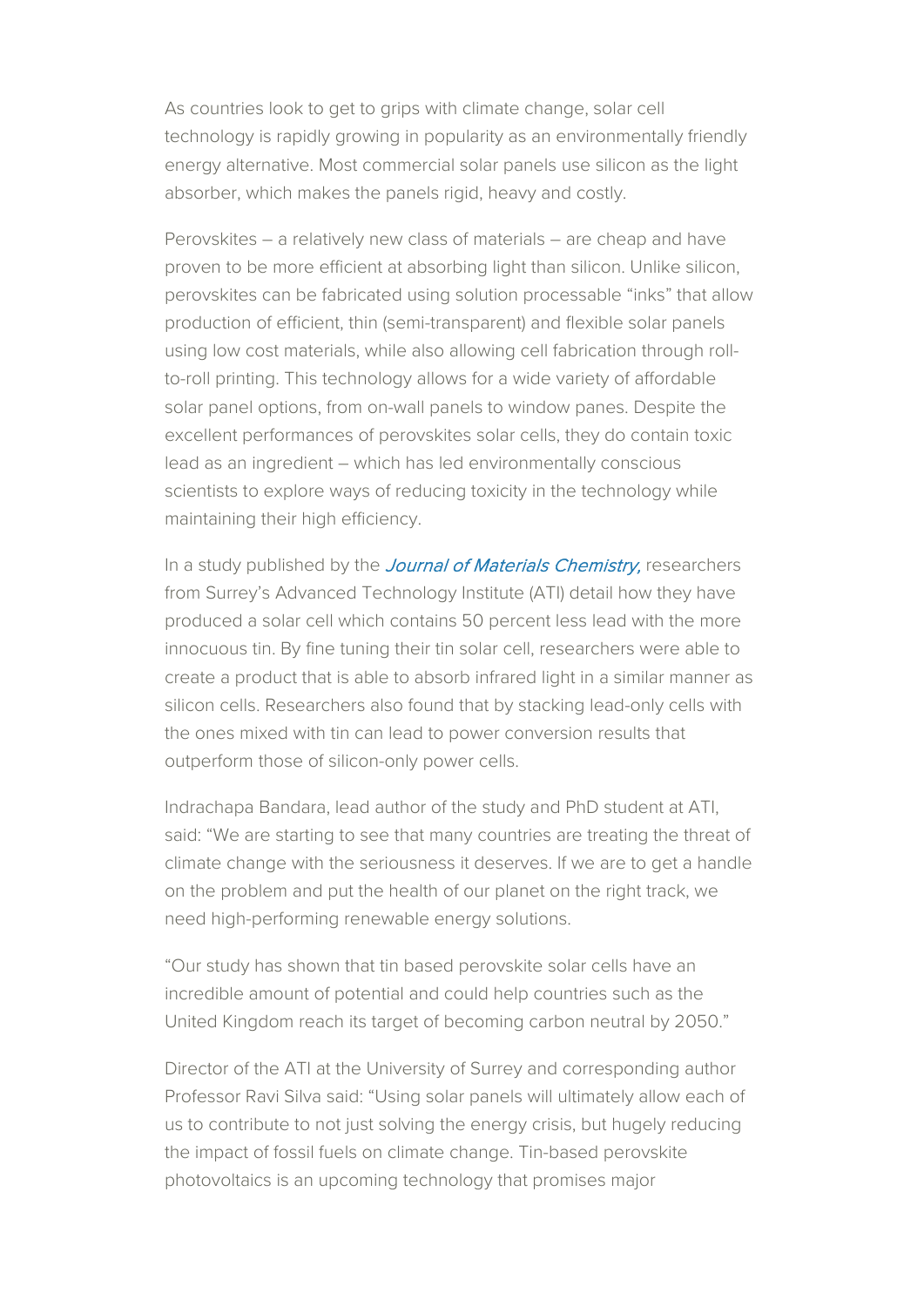As countries look to get to grips with climate change, solar cell technology is rapidly growing in popularity as an environmentally friendly energy alternative. Most commercial solar panels use silicon as the light absorber, which makes the panels rigid, heavy and costly.

Perovskites – a relatively new class of materials – are cheap and have proven to be more efficient at absorbing light than silicon. Unlike silicon, perovskites can be fabricated using solution processable "inks" that allow production of efficient, thin (semi-transparent) and flexible solar panels using low cost materials, while also allowing cell fabrication through roll-to-roll printing. This technology allows for a wide variety of affordable solar panel options, from on-wall panels to window panes. Despite the excellent performances of perovskites solar cells, they do contain toxic lead as an ingredient – which has led environmentally conscious scientists to explore ways of reducing toxicity in the technology while maintaining their high efficiency.

In a study published by the *Journal of Materials Chemistry,* researchers from Surrey's Advanced Technology Institute (ATI) detail how they have produced a solar cell which contains 50 percent less lead with the more innocuous tin. By fine tuning their tin solar cell, researchers were able to create a product that is able to absorb infrared light in a similar manner as silicon cells. Researchers also found that by stacking lead-only cells with the ones mixed with tin can lead to power conversion results that outperform those of silicon-only power cells.

Indrachapa Bandara, lead author of the study and PhD student at ATI, said: "We are starting to see that many countries are treating the threat of climate change with the seriousness it deserves. If we are to get a handle on the problem and put the health of our planet on the right track, we need high-performing renewable energy solutions.

"Our study has shown that tin based perovskite solar cells have an incredible amount of potential and could help countries such as the United Kingdom reach its target of becoming carbon neutral by 2050."

Director of the ATI at the University of Surrey and corresponding author Professor Ravi Silva said: "Using solar panels will ultimately allow each of us to contribute to not just solving the energy crisis, but hugely reducing the impact of fossil fuels on climate change. Tin-based perovskite photovoltaics is an upcoming technology that promises major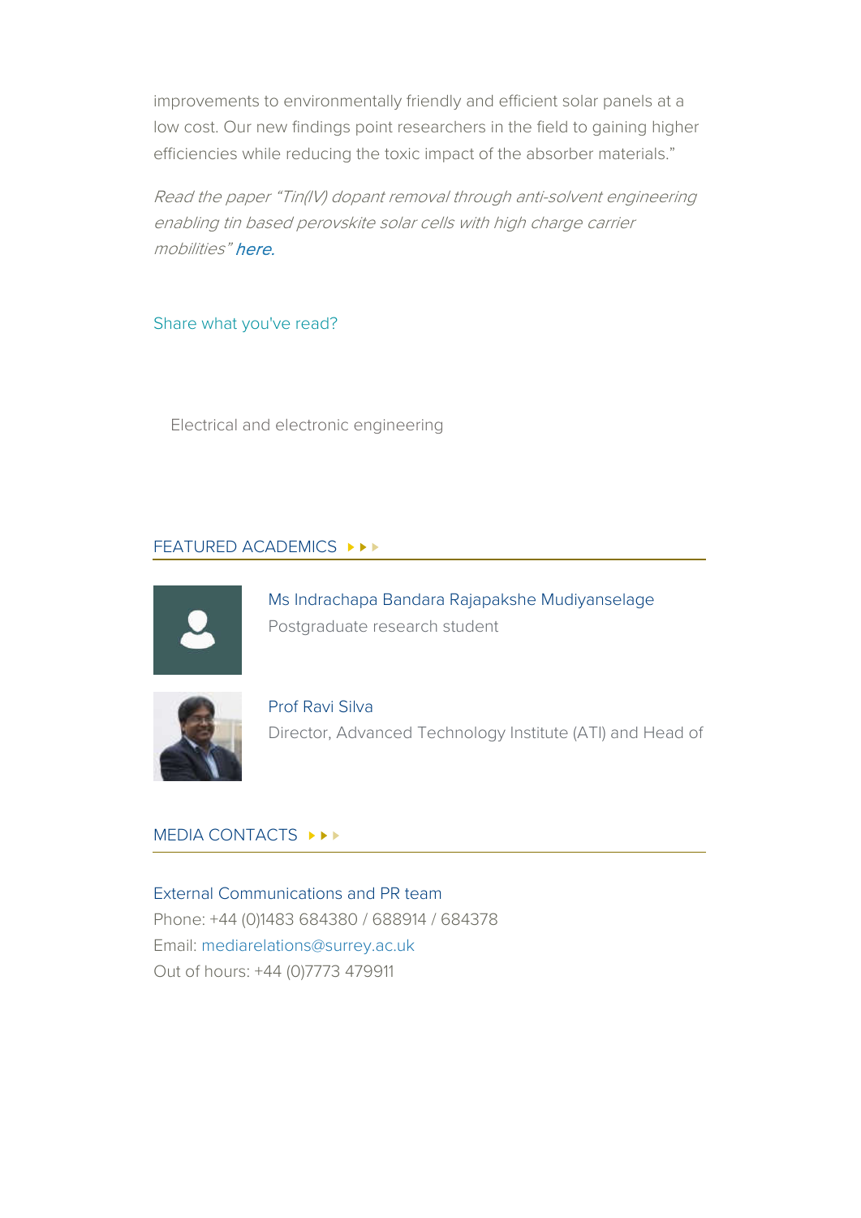improvements to environmentally friendly and efficient solar panels at a low cost. Our new findings point researchers in the field to gaining higher efficiencies while reducing the toxic impact of the absorber materials."

*Read the paper "Tin(IV) dopant removal through anti-solvent engineering enabling tin based perovskite solar cells with high charge carrier mobilities" **here**.*

Share what you've read?

Electrical and electronic engineering

## FEATURED ACADEMICS ▸▸▸

Ms Indrachapa Bandara Rajapakshe Mudiyanselage
Postgraduate research student

Prof Ravi Silva
Director, Advanced Technology Institute (ATI) and Head of

## MEDIA CONTACTS ▸▸▸

External Communications and PR team
Phone: +44 (0)1483 684380 / 688914 / 684378
Email: mediarelations@surrey.ac.uk
Out of hours: +44 (0)7773 479911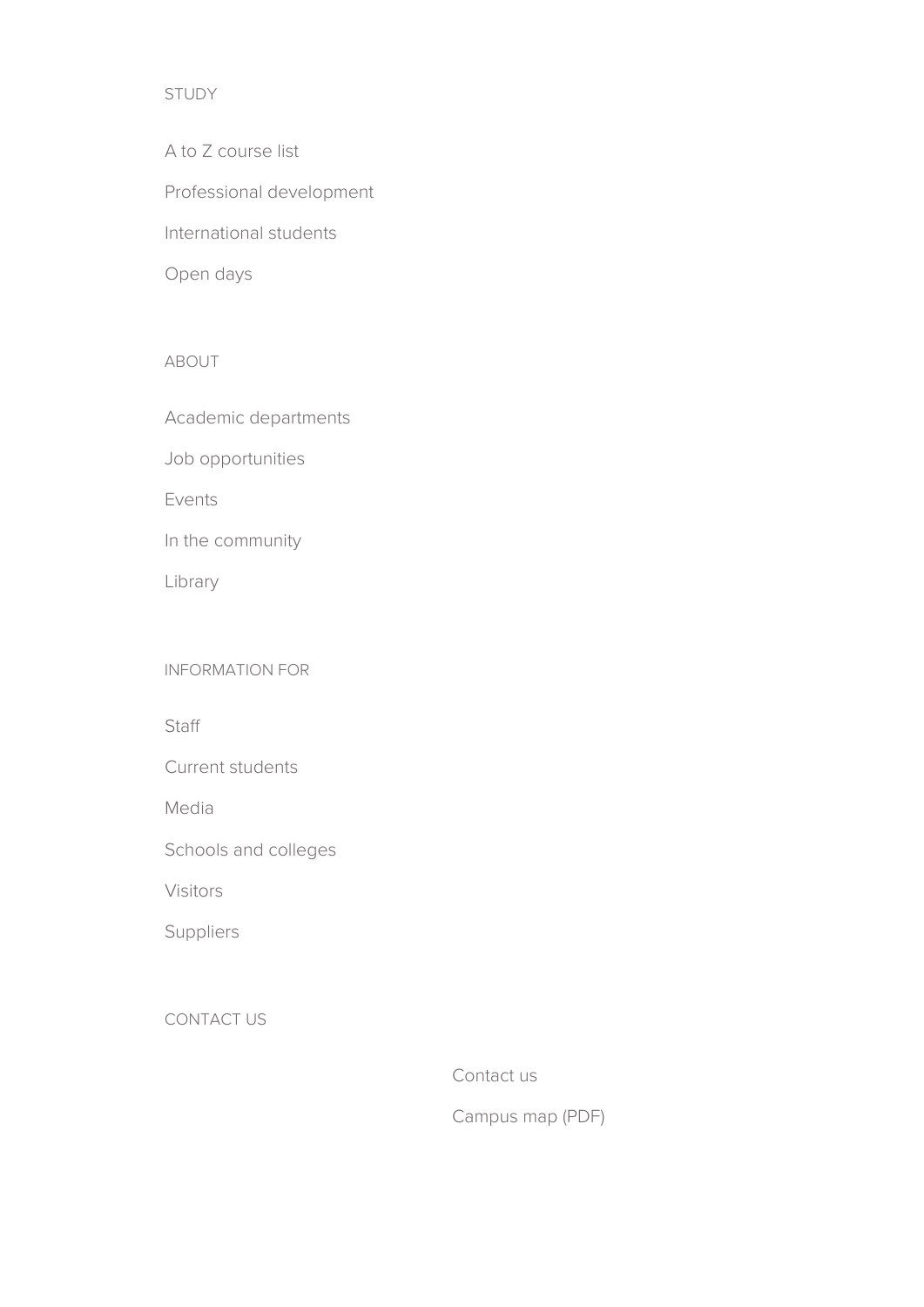STUDY

A to Z course list

Professional development

International students

Open days

ABOUT

Academic departments

Job opportunities

Events

In the community

Library

INFORMATION FOR

Staff

Current students

Media

Schools and colleges

Visitors

Suppliers

CONTACT US

Contact us

Campus map (PDF)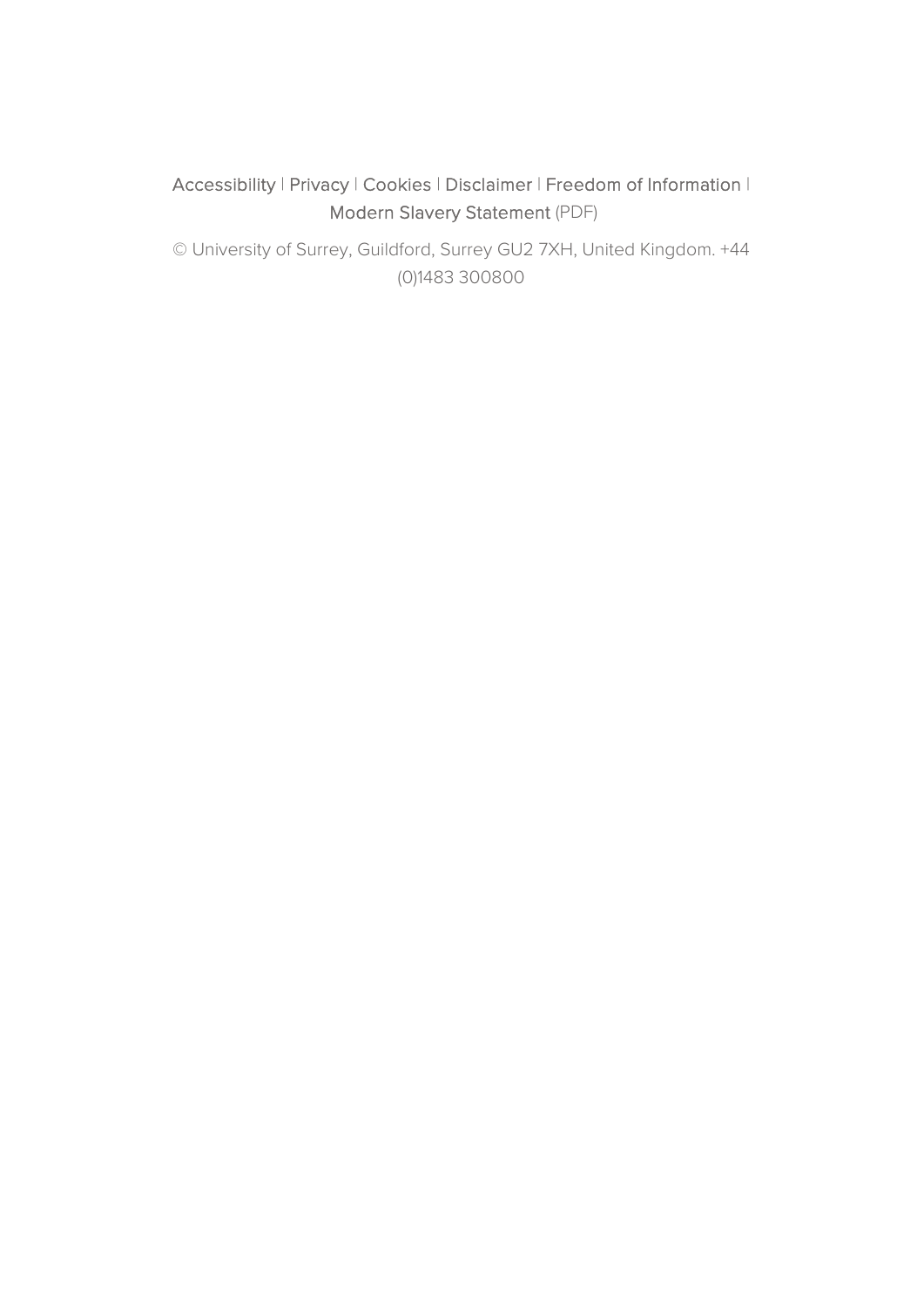Accessibility | Privacy | Cookies | Disclaimer | Freedom of Information | Modern Slavery Statement (PDF)

© University of Surrey, Guildford, Surrey GU2 7XH, United Kingdom. +44 (0)1483 300800